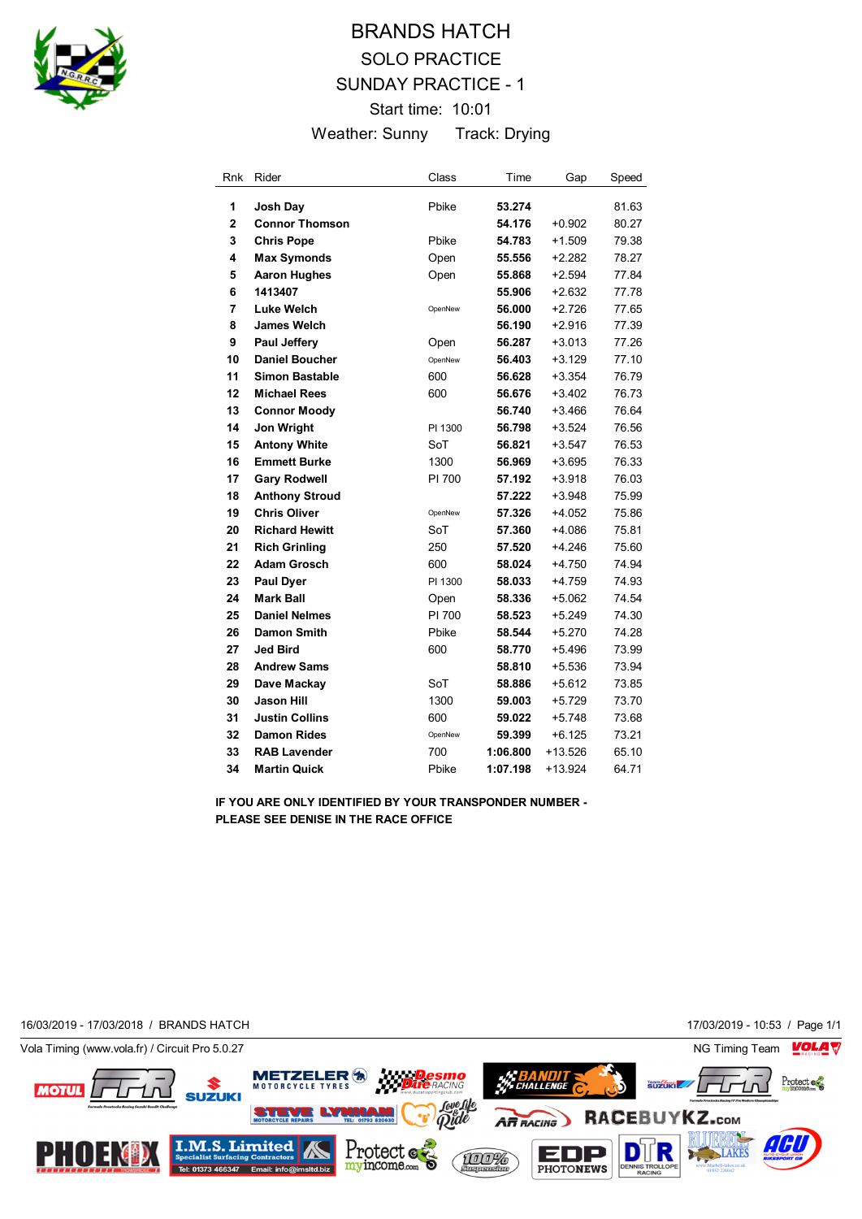# BRANDS HATCH

## SOLO PRACTICE

## SUNDAY PRACTICE - 1

Start time: 10:01

Weather: Sunny    Track: Drying

| Rnk | Rider | Class | Time | Gap | Speed |
|---|---|---|---|---|---|
| 1 | **Josh Day** | Pbike | **53.274** | | 81.63 |
| 2 | **Connor Thomson** | | **54.176** | +0.902 | 80.27 |
| 3 | **Chris Pope** | Pbike | **54.783** | +1.509 | 79.38 |
| 4 | **Max Symonds** | Open | **55.556** | +2.282 | 78.27 |
| 5 | **Aaron Hughes** | Open | **55.868** | +2.594 | 77.84 |
| 6 | **1413407** | | **55.906** | +2.632 | 77.78 |
| 7 | **Luke Welch** | OpenNew | **56.000** | +2.726 | 77.65 |
| 8 | **James Welch** | | **56.190** | +2.916 | 77.39 |
| 9 | **Paul Jeffery** | Open | **56.287** | +3.013 | 77.26 |
| 10 | **Daniel Boucher** | OpenNew | **56.403** | +3.129 | 77.10 |
| 11 | **Simon Bastable** | 600 | **56.628** | +3.354 | 76.79 |
| 12 | **Michael Rees** | 600 | **56.676** | +3.402 | 76.73 |
| 13 | **Connor Moody** | | **56.740** | +3.466 | 76.64 |
| 14 | **Jon Wright** | PI 1300 | **56.798** | +3.524 | 76.56 |
| 15 | **Antony White** | SoT | **56.821** | +3.547 | 76.53 |
| 16 | **Emmett Burke** | 1300 | **56.969** | +3.695 | 76.33 |
| 17 | **Gary Rodwell** | PI 700 | **57.192** | +3.918 | 76.03 |
| 18 | **Anthony Stroud** | | **57.222** | +3.948 | 75.99 |
| 19 | **Chris Oliver** | OpenNew | **57.326** | +4.052 | 75.86 |
| 20 | **Richard Hewitt** | SoT | **57.360** | +4.086 | 75.81 |
| 21 | **Rich Grinling** | 250 | **57.520** | +4.246 | 75.60 |
| 22 | **Adam Grosch** | 600 | **58.024** | +4.750 | 74.94 |
| 23 | **Paul Dyer** | PI 1300 | **58.033** | +4.759 | 74.93 |
| 24 | **Mark Ball** | Open | **58.336** | +5.062 | 74.54 |
| 25 | **Daniel Nelmes** | PI 700 | **58.523** | +5.249 | 74.30 |
| 26 | **Damon Smith** | Pbike | **58.544** | +5.270 | 74.28 |
| 27 | **Jed Bird** | 600 | **58.770** | +5.496 | 73.99 |
| 28 | **Andrew Sams** | | **58.810** | +5.536 | 73.94 |
| 29 | **Dave Mackay** | SoT | **58.886** | +5.612 | 73.85 |
| 30 | **Jason Hill** | 1300 | **59.003** | +5.729 | 73.70 |
| 31 | **Justin Collins** | 600 | **59.022** | +5.748 | 73.68 |
| 32 | **Damon Rides** | OpenNew | **59.399** | +6.125 | 73.21 |
| 33 | **RAB Lavender** | 700 | **1:06.800** | +13.526 | 65.10 |
| 34 | **Martin Quick** | Pbike | **1:07.198** | +13.924 | 64.71 |

**IF YOU ARE ONLY IDENTIFIED BY YOUR TRANSPONDER NUMBER - PLEASE SEE DENISE IN THE RACE OFFICE**

16/03/2019 - 17/03/2018 / BRANDS HATCH    17/03/2019 - 10:53

Vola Timing (www.vola.fr) / Circuit Pro 5.0.27    NG Timing Team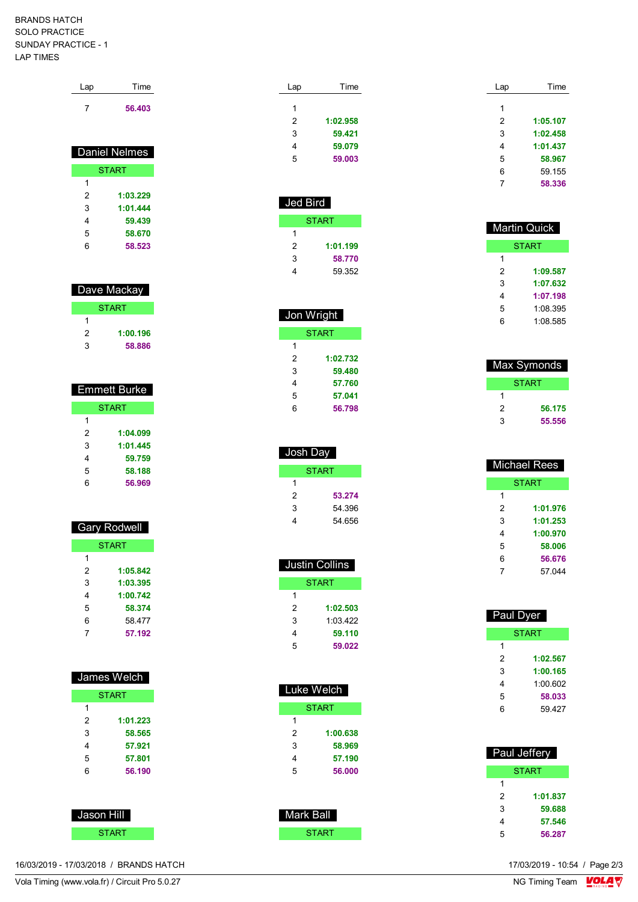BRANDS HATCH
SOLO PRACTICE
SUNDAY PRACTICE - 1
LAP TIMES

| Lap | Time |
|---|---|
| 7 | 56.403 |

## Daniel Nelmes

| Lap | Time |
|---|---|
| START | |
| 1 | |
| 2 | 1:03.229 |
| 3 | 1:01.444 |
| 4 | 59.439 |
| 5 | 58.670 |
| 6 | 58.523 |

## Dave Mackay

| Lap | Time |
|---|---|
| START | |
| 1 | |
| 2 | 1:00.196 |
| 3 | 58.886 |

## Emmett Burke

| Lap | Time |
|---|---|
| START | |
| 1 | |
| 2 | 1:04.099 |
| 3 | 1:01.445 |
| 4 | 59.759 |
| 5 | 58.188 |
| 6 | 56.969 |

## Gary Rodwell

| Lap | Time |
|---|---|
| START | |
| 1 | |
| 2 | 1:05.842 |
| 3 | 1:03.395 |
| 4 | 1:00.742 |
| 5 | 58.374 |
| 6 | 58.477 |
| 7 | 57.192 |

## James Welch

| Lap | Time |
|---|---|
| START | |
| 1 | |
| 2 | 1:01.223 |
| 3 | 58.565 |
| 4 | 57.921 |
| 5 | 57.801 |
| 6 | 56.190 |

## Jason Hill

| Lap | Time |
|---|---|
| START | |
| 1 | |
| 2 | 1:02.958 |
| 3 | 59.421 |
| 4 | 59.079 |
| 5 | 59.003 |

## Jed Bird

| Lap | Time |
|---|---|
| START | |
| 1 | |
| 2 | 1:01.199 |
| 3 | 58.770 |
| 4 | 59.352 |

## Jon Wright

| Lap | Time |
|---|---|
| START | |
| 1 | |
| 2 | 1:02.732 |
| 3 | 59.480 |
| 4 | 57.760 |
| 5 | 57.041 |
| 6 | 56.798 |

## Josh Day

| Lap | Time |
|---|---|
| START | |
| 1 | |
| 2 | 53.274 |
| 3 | 54.396 |
| 4 | 54.656 |

## Justin Collins

| Lap | Time |
|---|---|
| START | |
| 1 | |
| 2 | 1:02.503 |
| 3 | 1:03.422 |
| 4 | 59.110 |
| 5 | 59.022 |

## Luke Welch

| Lap | Time |
|---|---|
| START | |
| 1 | |
| 2 | 1:00.638 |
| 3 | 58.969 |
| 4 | 57.190 |
| 5 | 56.000 |

## Mark Ball

| Lap | Time |
|---|---|
| START | |
| 1 | |
| 2 | 1:05.107 |
| 3 | 1:02.458 |
| 4 | 1:01.437 |
| 5 | 58.967 |
| 6 | 59.155 |
| 7 | 58.336 |

## Martin Quick

| Lap | Time |
|---|---|
| START | |
| 1 | |
| 2 | 1:09.587 |
| 3 | 1:07.632 |
| 4 | 1:07.198 |
| 5 | 1:08.395 |
| 6 | 1:08.585 |

## Max Symonds

| Lap | Time |
|---|---|
| START | |
| 1 | |
| 2 | 56.175 |
| 3 | 55.556 |

## Michael Rees

| Lap | Time |
|---|---|
| START | |
| 1 | |
| 2 | 1:01.976 |
| 3 | 1:01.253 |
| 4 | 1:00.970 |
| 5 | 58.006 |
| 6 | 56.676 |
| 7 | 57.044 |

## Paul Dyer

| Lap | Time |
|---|---|
| START | |
| 1 | |
| 2 | 1:02.567 |
| 3 | 1:00.165 |
| 4 | 1:00.602 |
| 5 | 58.033 |
| 6 | 59.427 |

## Paul Jeffery

| Lap | Time |
|---|---|
| START | |
| 1 | |
| 2 | 1:01.837 |
| 3 | 59.688 |
| 4 | 57.546 |
| 5 | 56.287 |

16/03/2019 - 17/03/2018 / BRANDS HATCH
17/03/2019 - 10:54

Vola Timing (www.vola.fr) / Circuit Pro 5.0.27
NG Timing Team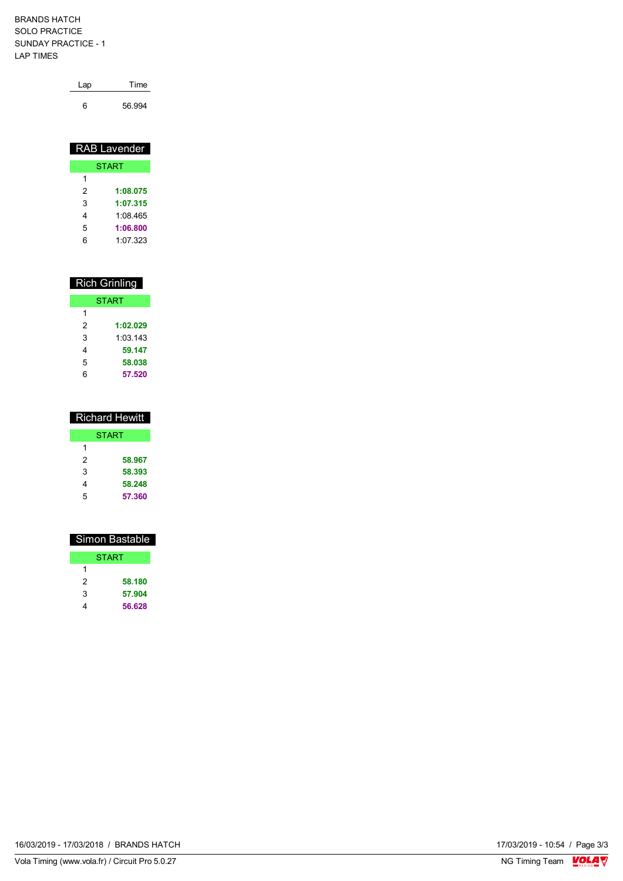BRANDS HATCH
SOLO PRACTICE
SUNDAY PRACTICE - 1
LAP TIMES

| Lap | Time |
|---|---|
| 6 | 56.994 |

## RAB Lavender

| START | |
|---|---|
| 1 | |
| 2 | **1:08.075** |
| 3 | **1:07.315** |
| 4 | 1:08.465 |
| 5 | **1:06.800** |
| 6 | 1:07.323 |

## Rich Grinling

| START | |
|---|---|
| 1 | |
| 2 | **1:02.029** |
| 3 | 1:03.143 |
| 4 | **59.147** |
| 5 | **58.038** |
| 6 | **57.520** |

## Richard Hewitt

| START | |
|---|---|
| 1 | |
| 2 | **58.967** |
| 3 | **58.393** |
| 4 | **58.248** |
| 5 | **57.360** |

## Simon Bastable

| START | |
|---|---|
| 1 | |
| 2 | **58.180** |
| 3 | **57.904** |
| 4 | **56.628** |

16/03/2019 - 17/03/2018 / BRANDS HATCH

17/03/2019 - 10:54

Vola Timing (www.vola.fr) / Circuit Pro 5.0.27

NG Timing Team